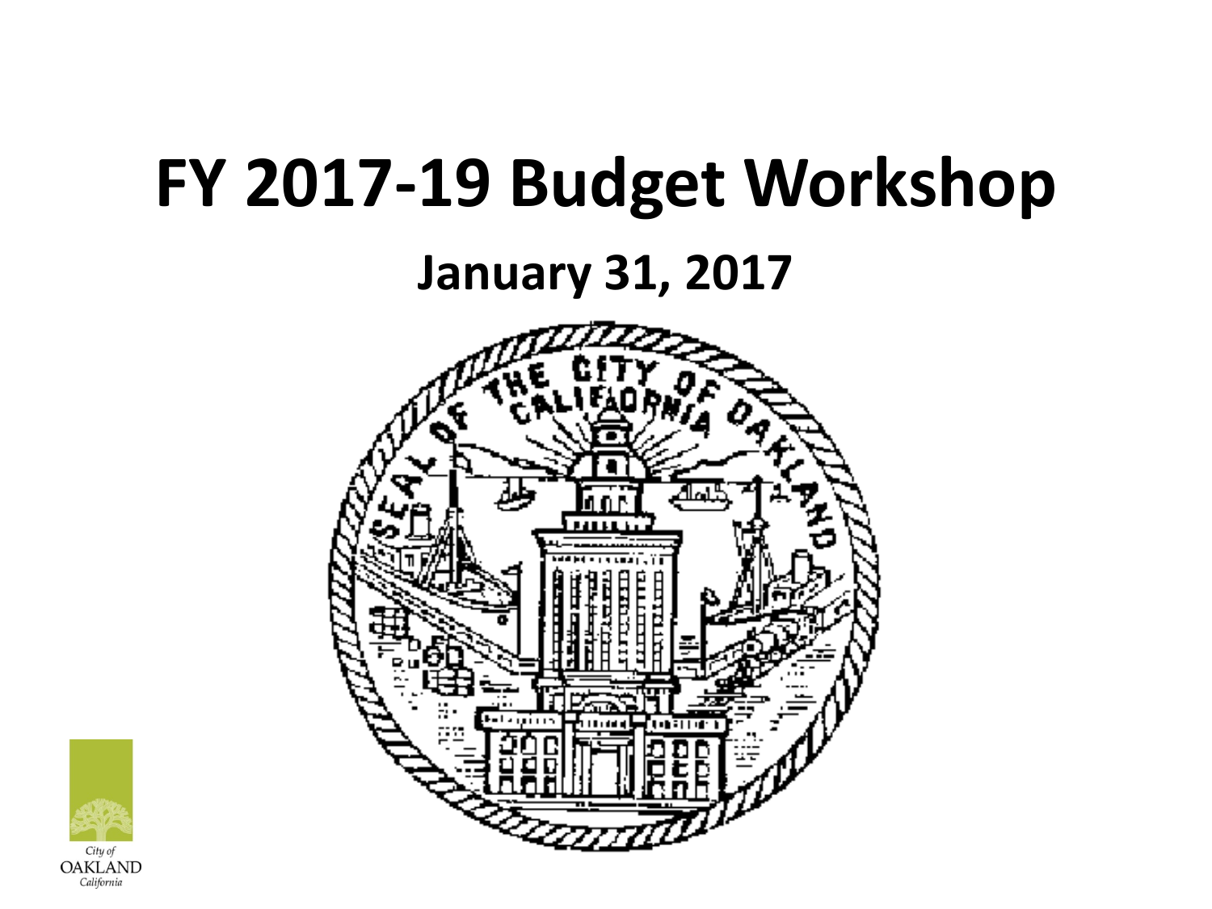# FY 2017-19 Budget Workshop

## January 31, 2017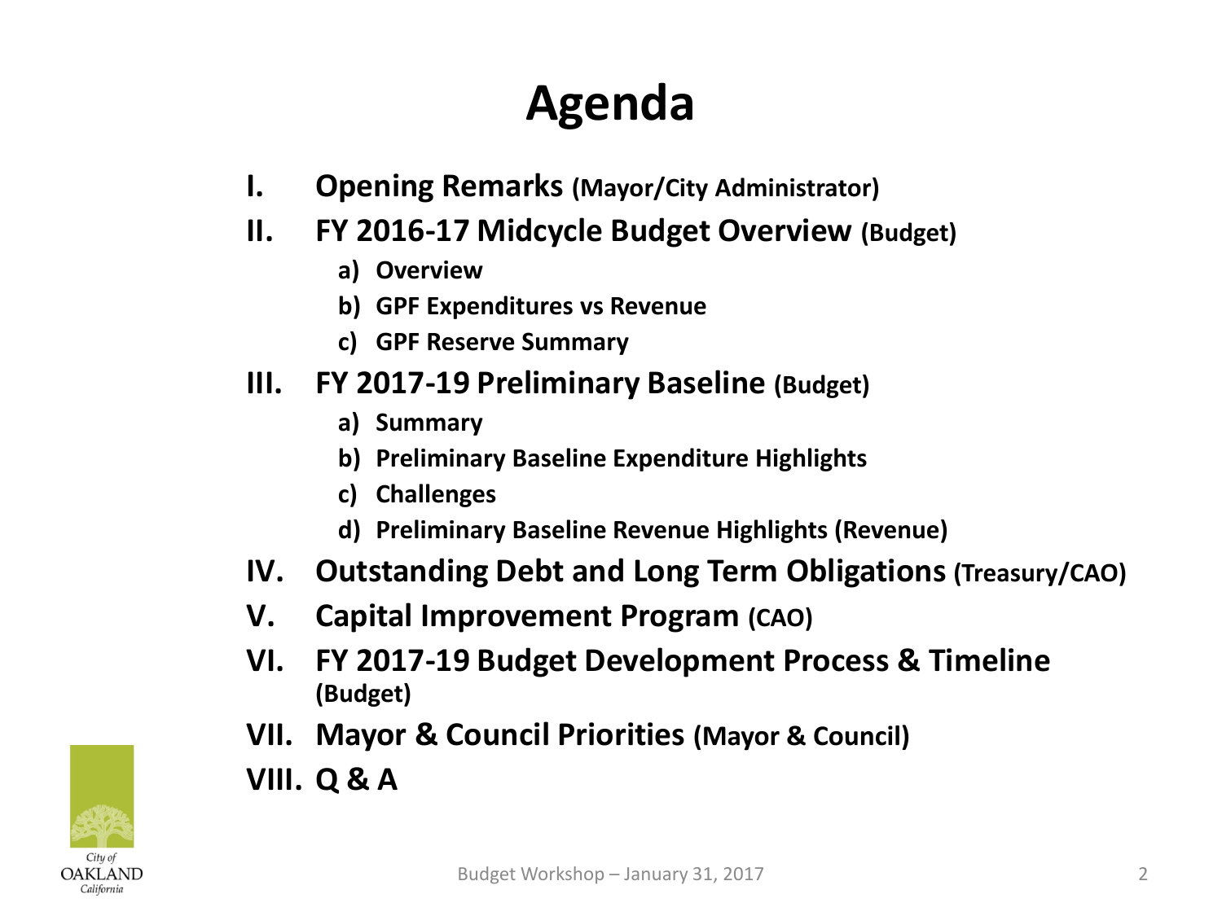# Agenda

I. **Opening Remarks (Mayor/City Administrator)**

II. **FY 2016-17 Midcycle Budget Overview (Budget)**
   - a) **Overview**
   - b) **GPF Expenditures vs Revenue**
   - c) **GPF Reserve Summary**

III. **FY 2017-19 Preliminary Baseline (Budget)**
   - a) **Summary**
   - b) **Preliminary Baseline Expenditure Highlights**
   - c) **Challenges**
   - d) **Preliminary Baseline Revenue Highlights (Revenue)**

IV. **Outstanding Debt and Long Term Obligations (Treasury/CAO)**

V. **Capital Improvement Program (CAO)**

VI. **FY 2017-19 Budget Development Process & Timeline (Budget)**

VII. **Mayor & Council Priorities (Mayor & Council)**

VIII. **Q & A**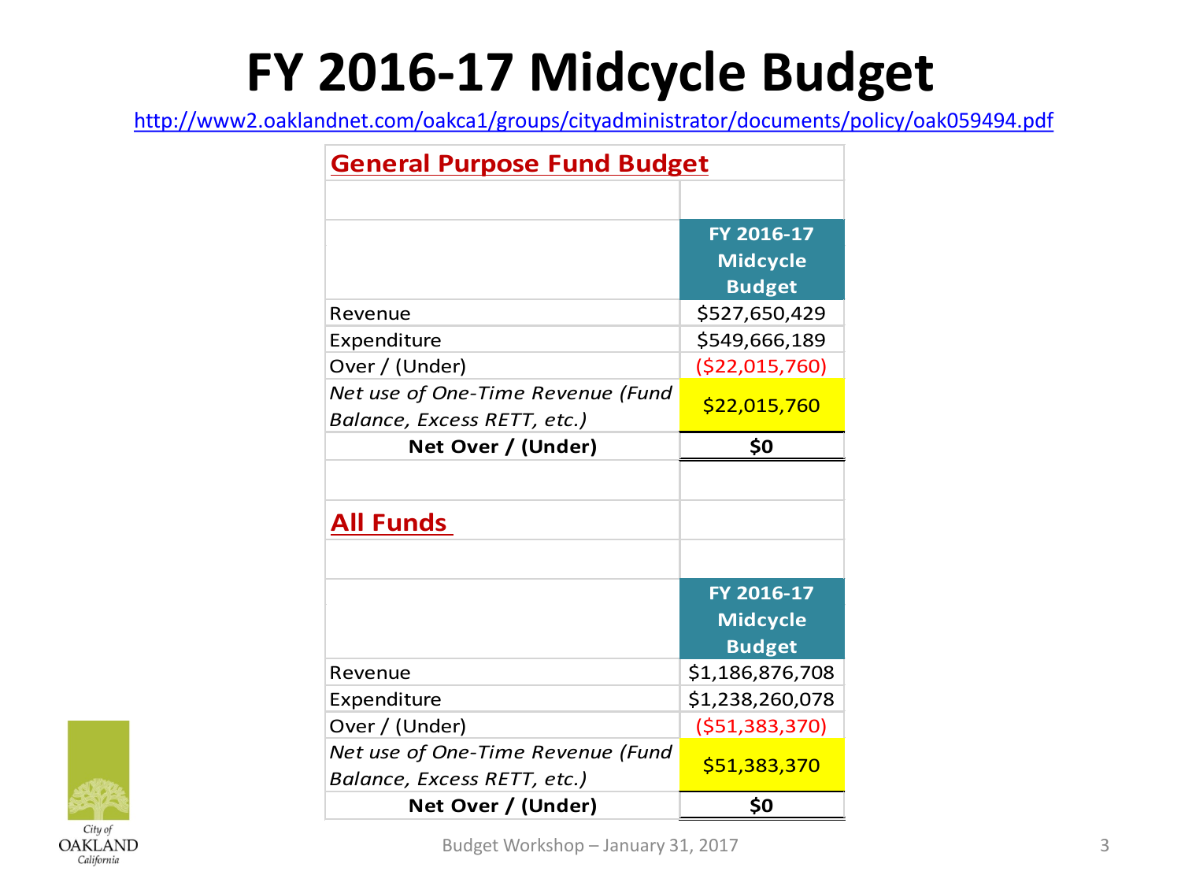# FY 2016-17 Midcycle Budget

http://www2.oaklandnet.com/oakca1/groups/cityadministrator/documents/policy/oak059494.pdf

## General Purpose Fund Budget

| | FY 2016-17 Midcycle Budget |
|---|---|
| Revenue | $527,650,429 |
| Expenditure | $549,666,189 |
| Over / (Under) | ($22,015,760) |
| *Net use of One-Time Revenue (Fund Balance, Excess RETT, etc.)* | $22,015,760 |
| **Net Over / (Under)** | **$0** |

## All Funds

| | FY 2016-17 Midcycle Budget |
|---|---|
| Revenue | $1,186,876,708 |
| Expenditure | $1,238,260,078 |
| Over / (Under) | ($51,383,370) |
| *Net use of One-Time Revenue (Fund Balance, Excess RETT, etc.)* | $51,383,370 |
| **Net Over / (Under)** | **$0** |

City of OAKLAND California

Budget Workshop – January 31, 2017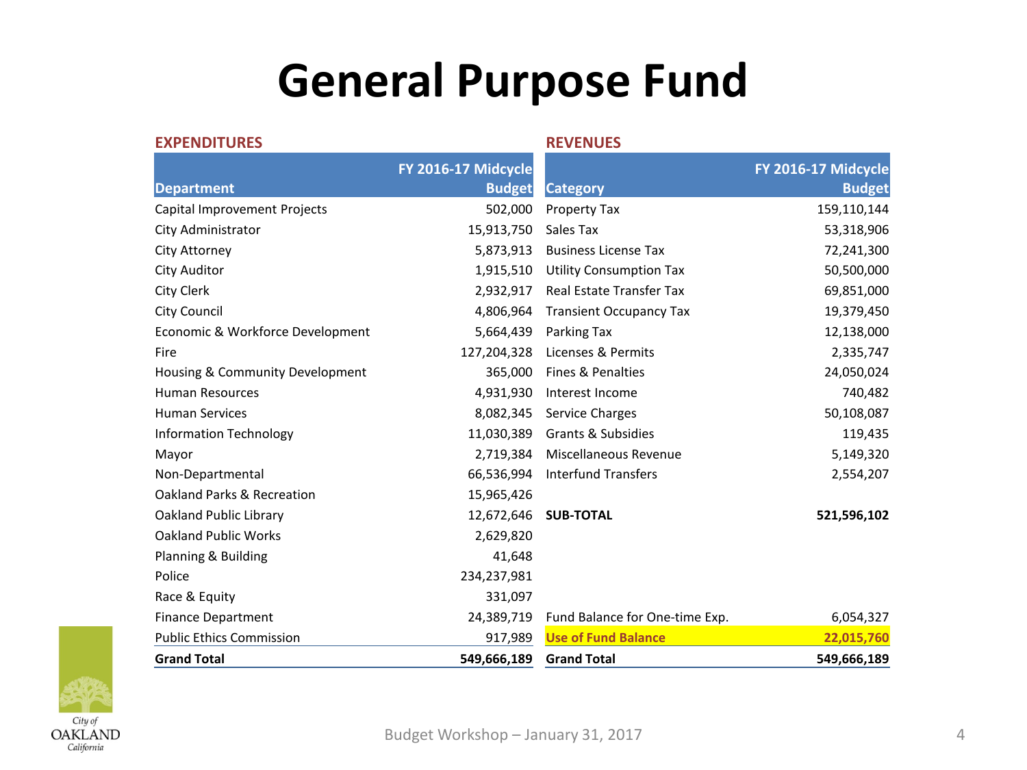# General Purpose Fund

**EXPENDITURES**

| Department | FY 2016-17 Midcycle Budget |
|---|---:|
| Capital Improvement Projects | 502,000 |
| City Administrator | 15,913,750 |
| City Attorney | 5,873,913 |
| City Auditor | 1,915,510 |
| City Clerk | 2,932,917 |
| City Council | 4,806,964 |
| Economic & Workforce Development | 5,664,439 |
| Fire | 127,204,328 |
| Housing & Community Development | 365,000 |
| Human Resources | 4,931,930 |
| Human Services | 8,082,345 |
| Information Technology | 11,030,389 |
| Mayor | 2,719,384 |
| Non-Departmental | 66,536,994 |
| Oakland Parks & Recreation | 15,965,426 |
| Oakland Public Library | 12,672,646 |
| Oakland Public Works | 2,629,820 |
| Planning & Building | 41,648 |
| Police | 234,237,981 |
| Race & Equity | 331,097 |
| Finance Department | 24,389,719 |
| Public Ethics Commission | 917,989 |
| **Grand Total** | **549,666,189** |

**REVENUES**

| Category | FY 2016-17 Midcycle Budget |
|---|---:|
| Property Tax | 159,110,144 |
| Sales Tax | 53,318,906 |
| Business License Tax | 72,241,300 |
| Utility Consumption Tax | 50,500,000 |
| Real Estate Transfer Tax | 69,851,000 |
| Transient Occupancy Tax | 19,379,450 |
| Parking Tax | 12,138,000 |
| Licenses & Permits | 2,335,747 |
| Fines & Penalties | 24,050,024 |
| Interest Income | 740,482 |
| Service Charges | 50,108,087 |
| Grants & Subsidies | 119,435 |
| Miscellaneous Revenue | 5,149,320 |
| Interfund Transfers | 2,554,207 |
| **SUB-TOTAL** | **521,596,102** |
| Fund Balance for One-time Exp. | 6,054,327 |
| **Use of Fund Balance** | **22,015,760** |
| **Grand Total** | **549,666,189** |

Budget Workshop – January 31, 2017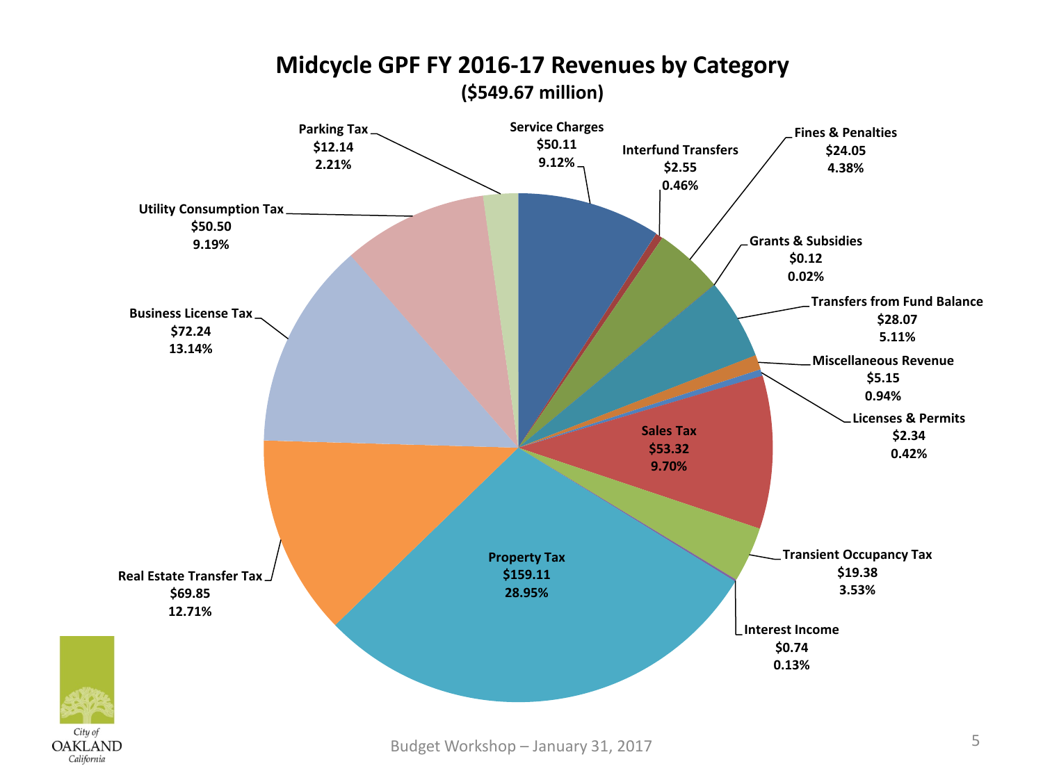# Midcycle GPF FY 2016-17 Revenues by Category

**($549.67 million)**

| Category | Amount ($ millions) | Percent |
|---|---|---|
| Service Charges | $50.11 | 9.12% |
| Interfund Transfers | $2.55 | 0.46% |
| Fines & Penalties | $24.05 | 4.38% |
| Grants & Subsidies | $0.12 | 0.02% |
| Transfers from Fund Balance | $28.07 | 5.11% |
| Miscellaneous Revenue | $5.15 | 0.94% |
| Licenses & Permits | $2.34 | 0.42% |
| Sales Tax | $53.32 | 9.70% |
| Transient Occupancy Tax | $19.38 | 3.53% |
| Interest Income | $0.74 | 0.13% |
| Property Tax | $159.11 | 28.95% |
| Real Estate Transfer Tax | $69.85 | 12.71% |
| Business License Tax | $72.24 | 13.14% |
| Utility Consumption Tax | $50.50 | 9.19% |
| Parking Tax | $12.14 | 2.21% |

City of OAKLAND California

Budget Workshop – January 31, 2017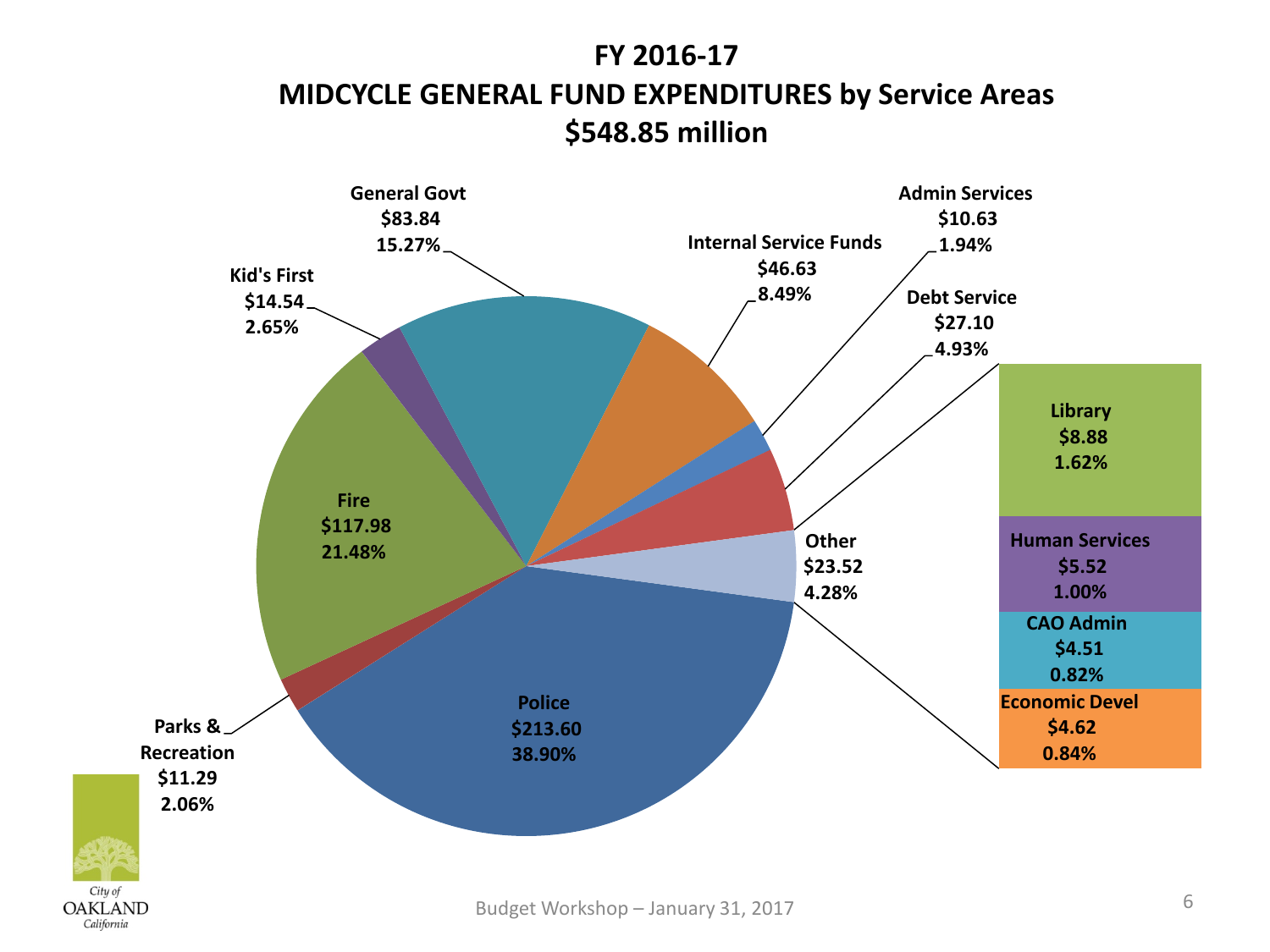# FY 2016-17
# MIDCYCLE GENERAL FUND EXPENDITURES by Service Areas
# $548.85 million

| Service Area | Amount | Percent |
|---|---|---|
| Police | $213.60 | 38.90% |
| Fire | $117.98 | 21.48% |
| General Govt | $83.84 | 15.27% |
| Internal Service Funds | $46.63 | 8.49% |
| Debt Service | $27.10 | 4.93% |
| Other | $23.52 | 4.28% |
| Kid's First | $14.54 | 2.65% |
| Parks & Recreation | $11.29 | 2.06% |
| Admin Services | $10.63 | 1.94% |

**Other:**

| Service Area | Amount | Percent |
|---|---|---|
| Library | $8.88 | 1.62% |
| Human Services | $5.52 | 1.00% |
| CAO Admin | $4.51 | 0.82% |
| Economic Devel | $4.62 | 0.84% |

City of OAKLAND California

Budget Workshop – January 31, 2017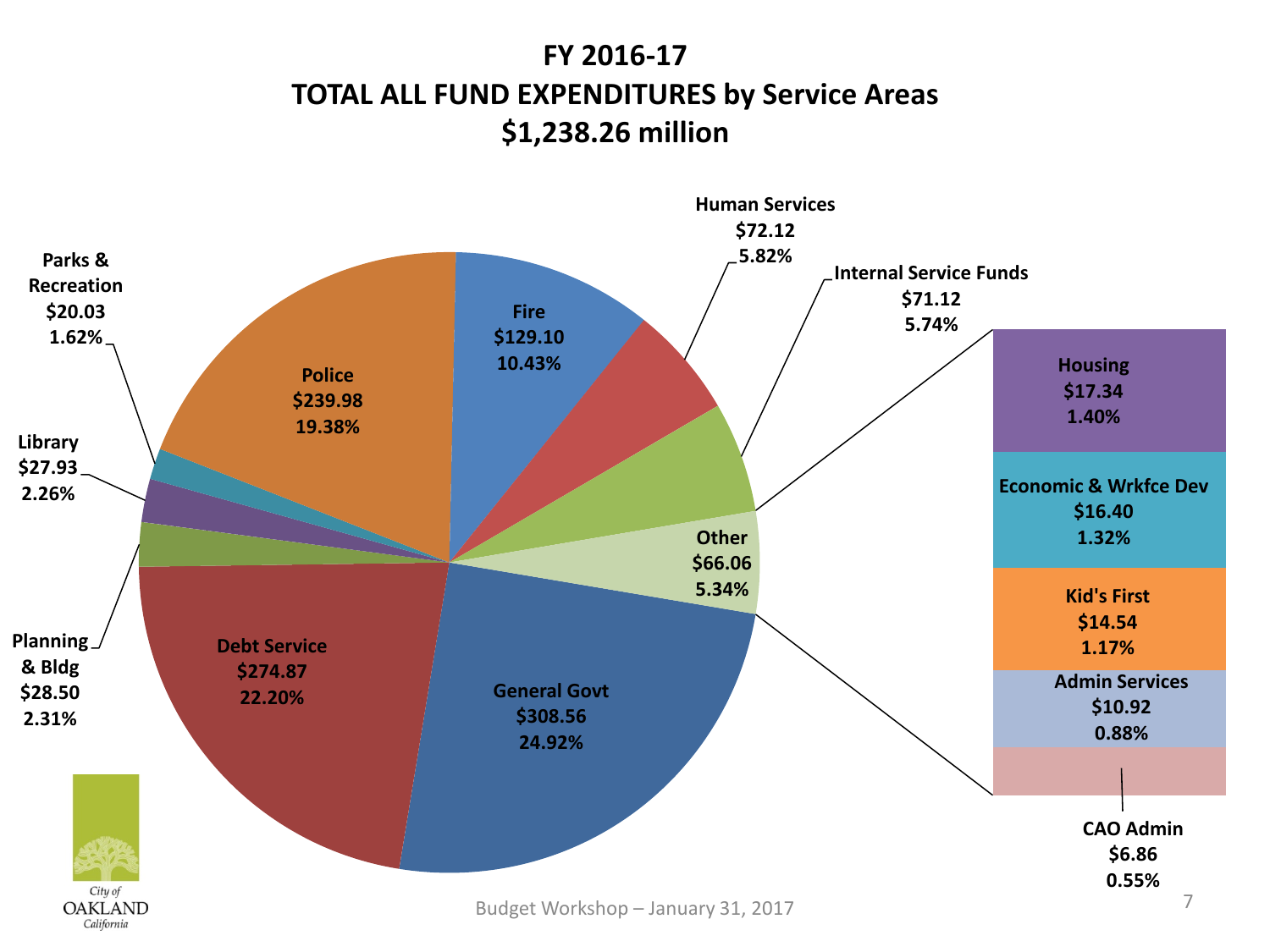# FY 2016-17
# TOTAL ALL FUND EXPENDITURES by Service Areas
# $1,238.26 million

| Service Area | Amount ($ millions) | Percent |
| --- | --- | --- |
| General Govt | $308.56 | 24.92% |
| Debt Service | $274.87 | 22.20% |
| Police | $239.98 | 19.38% |
| Fire | $129.10 | 10.43% |
| Human Services | $72.12 | 5.82% |
| Internal Service Funds | $71.12 | 5.74% |
| Other | $66.06 | 5.34% |
| Planning & Bldg | $28.50 | 2.31% |
| Library | $27.93 | 2.26% |
| Parks & Recreation | $20.03 | 1.62% |

**Other:**

| Service Area | Amount ($ millions) | Percent |
| --- | --- | --- |
| Housing | $17.34 | 1.40% |
| Economic & Wrkfce Dev | $16.40 | 1.32% |
| Kid's First | $14.54 | 1.17% |
| Admin Services | $10.92 | 0.88% |
| CAO Admin | $6.86 | 0.55% |

City of OAKLAND California

Budget Workshop – January 31, 2017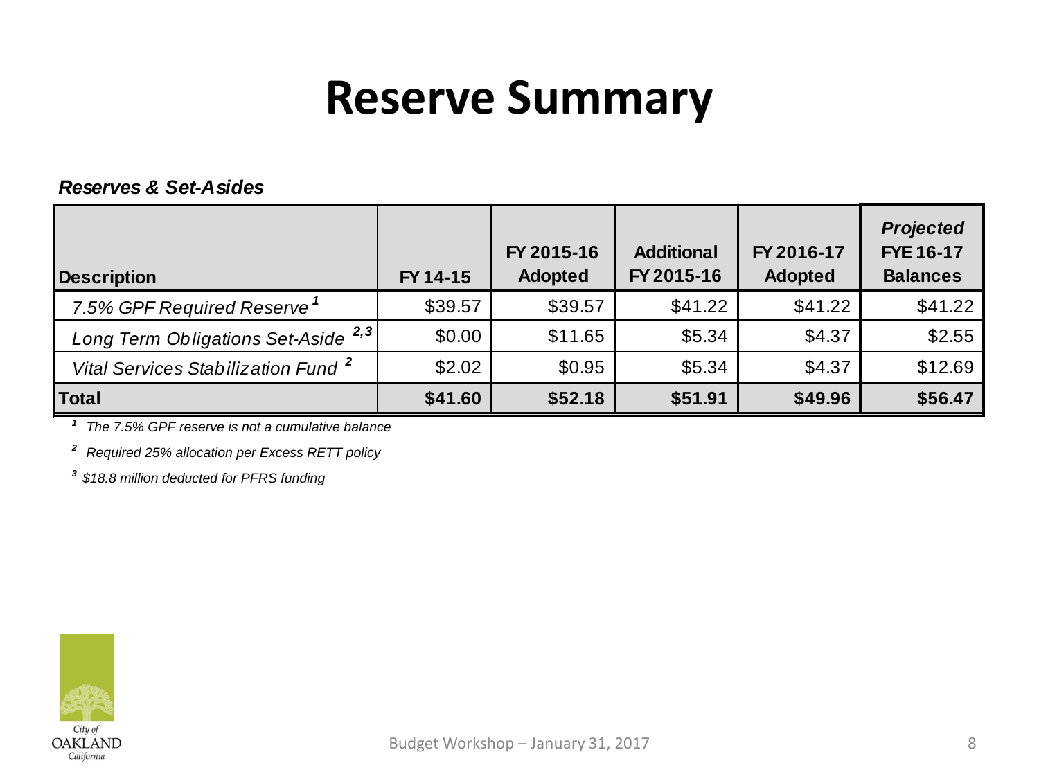# Reserve Summary

***Reserves & Set-Asides***

| Description | FY 14-15 | FY 2015-16 Adopted | Additional FY 2015-16 | FY 2016-17 Adopted | *Projected* FYE 16-17 Balances |
|---|---|---|---|---|---|
| *7.5% GPF Required Reserve* [1] | $39.57 | $39.57 | $41.22 | $41.22 | $41.22 |
| *Long Term Obligations Set-Aside* [2,3] | $0.00 | $11.65 | $5.34 | $4.37 | $2.55 |
| *Vital Services Stabilization Fund* [2] | $2.02 | $0.95 | $5.34 | $4.37 | $12.69 |
| **Total** | **$41.60** | **$52.18** | **$51.91** | **$49.96** | **$56.47** |

[1] *The 7.5% GPF reserve is not a cumulative balance*

[2] *Required 25% allocation per Excess RETT policy*

[3] *$18.8 million deducted for PFRS funding*

City of OAKLAND California

Budget Workshop – January 31, 2017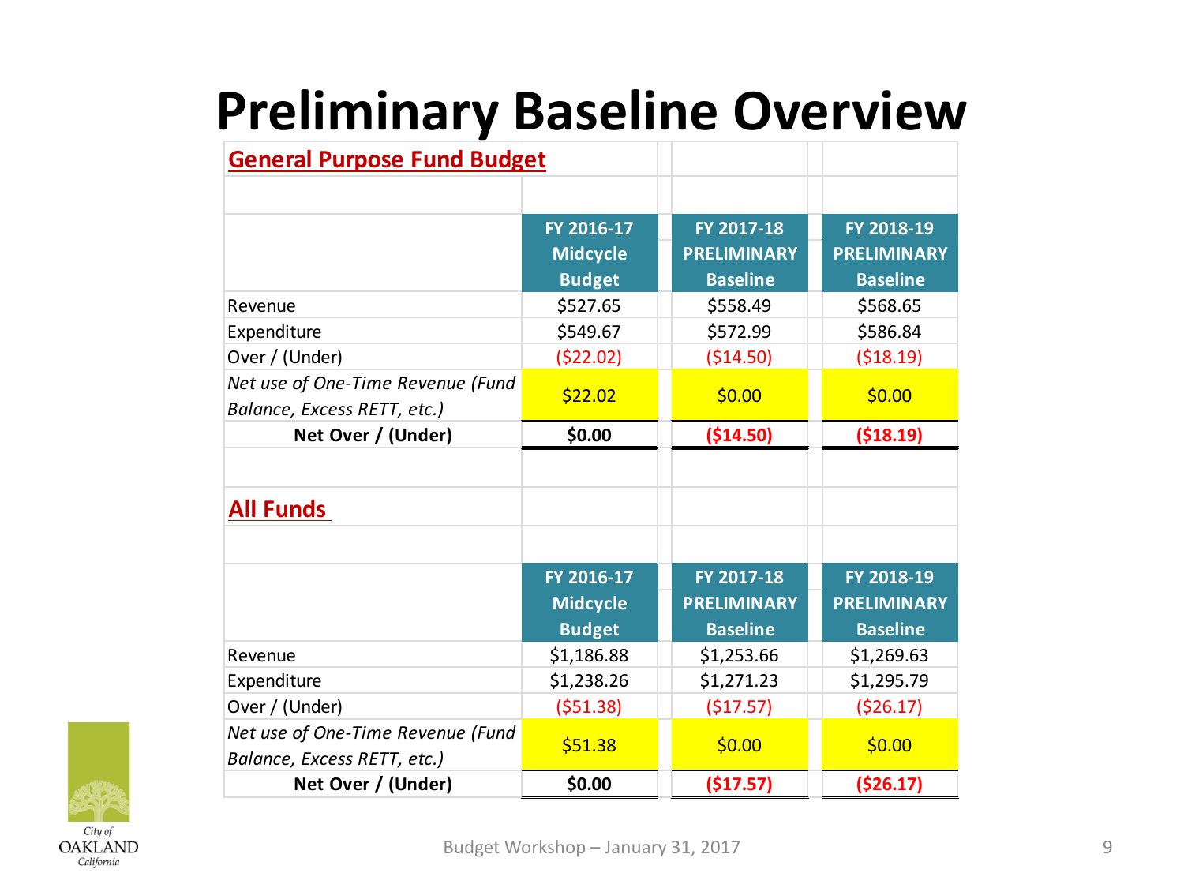# Preliminary Baseline Overview

## General Purpose Fund Budget

| | FY 2016-17 Midcycle Budget | FY 2017-18 PRELIMINARY Baseline | FY 2018-19 PRELIMINARY Baseline |
|---|---|---|---|
| Revenue | $527.65 | $558.49 | $568.65 |
| Expenditure | $549.67 | $572.99 | $586.84 |
| Over / (Under) | ($22.02) | ($14.50) | ($18.19) |
| *Net use of One-Time Revenue (Fund Balance, Excess RETT, etc.)* | $22.02 | $0.00 | $0.00 |
| **Net Over / (Under)** | **$0.00** | **($14.50)** | **($18.19)** |

## All Funds

| | FY 2016-17 Midcycle Budget | FY 2017-18 PRELIMINARY Baseline | FY 2018-19 PRELIMINARY Baseline |
|---|---|---|---|
| Revenue | $1,186.88 | $1,253.66 | $1,269.63 |
| Expenditure | $1,238.26 | $1,271.23 | $1,295.79 |
| Over / (Under) | ($51.38) | ($17.57) | ($26.17) |
| *Net use of One-Time Revenue (Fund Balance, Excess RETT, etc.)* | $51.38 | $0.00 | $0.00 |
| **Net Over / (Under)** | **$0.00** | **($17.57)** | **($26.17)** |

City of OAKLAND California

Budget Workshop – January 31, 2017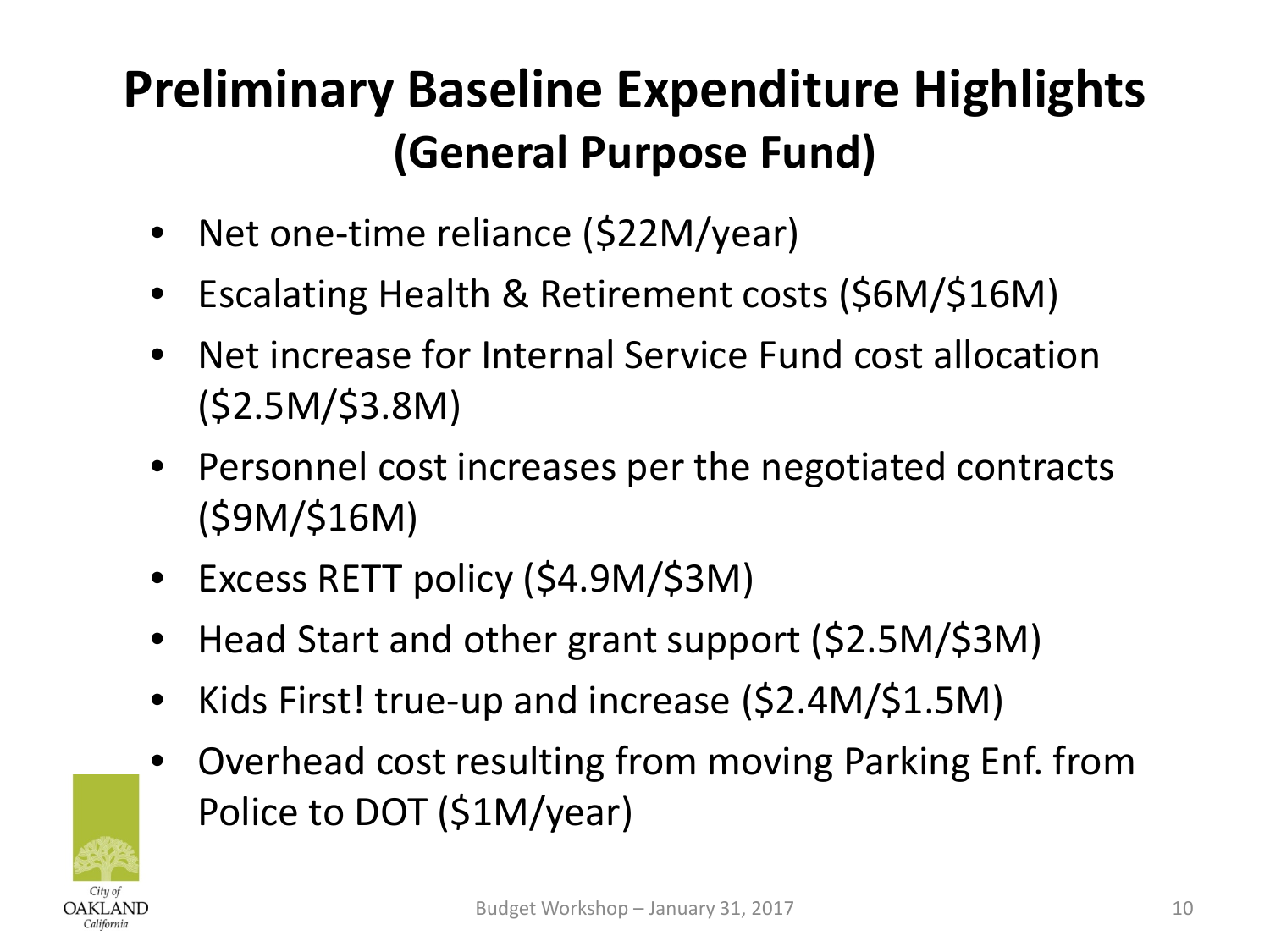# Preliminary Baseline Expenditure Highlights (General Purpose Fund)

- Net one-time reliance ($22M/year)
- Escalating Health & Retirement costs ($6M/$16M)
- Net increase for Internal Service Fund cost allocation ($2.5M/$3.8M)
- Personnel cost increases per the negotiated contracts ($9M/$16M)
- Excess RETT policy ($4.9M/$3M)
- Head Start and other grant support ($2.5M/$3M)
- Kids First! true-up and increase ($2.4M/$1.5M)
- Overhead cost resulting from moving Parking Enf. from Police to DOT ($1M/year)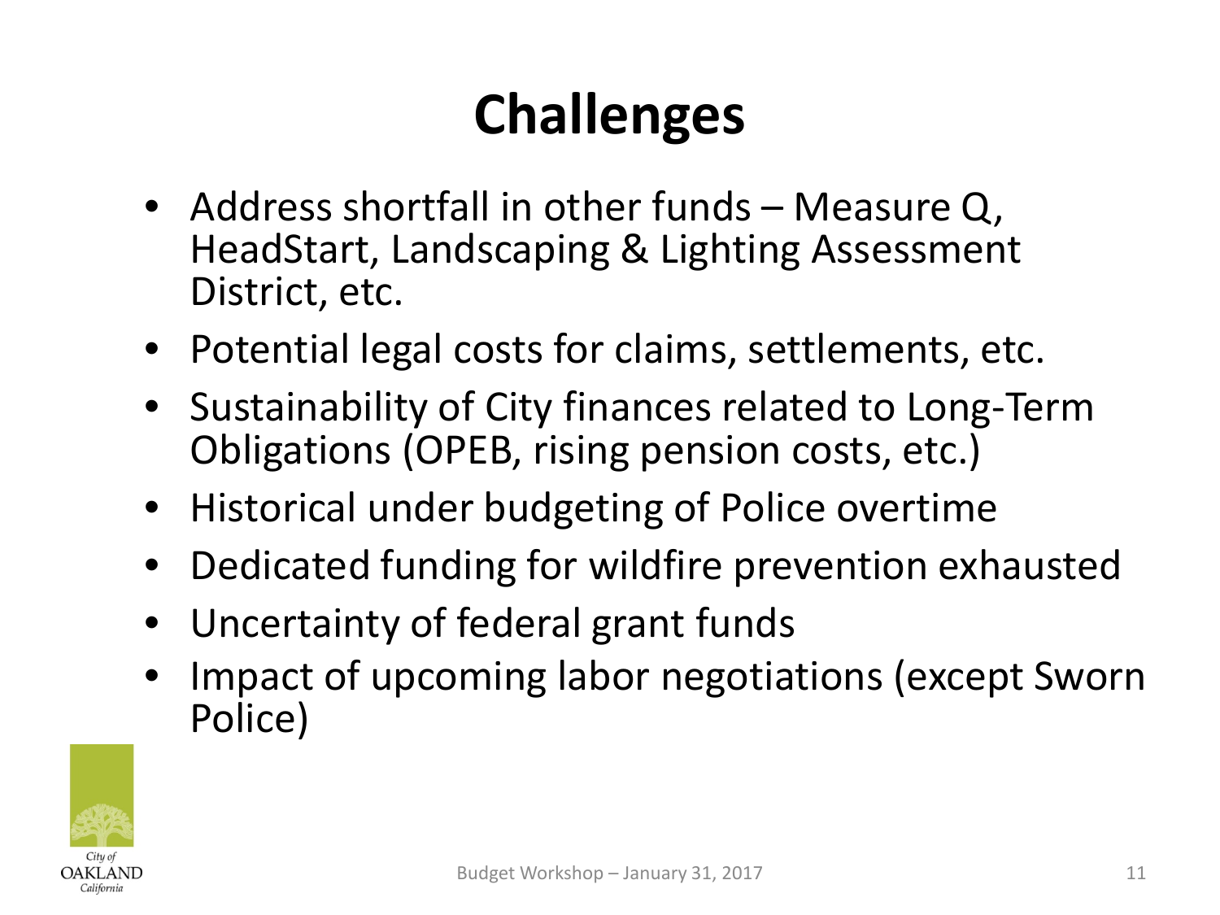# Challenges

- Address shortfall in other funds – Measure Q, HeadStart, Landscaping & Lighting Assessment District, etc.
- Potential legal costs for claims, settlements, etc.
- Sustainability of City finances related to Long-Term Obligations (OPEB, rising pension costs, etc.)
- Historical under budgeting of Police overtime
- Dedicated funding for wildfire prevention exhausted
- Uncertainty of federal grant funds
- Impact of upcoming labor negotiations (except Sworn Police)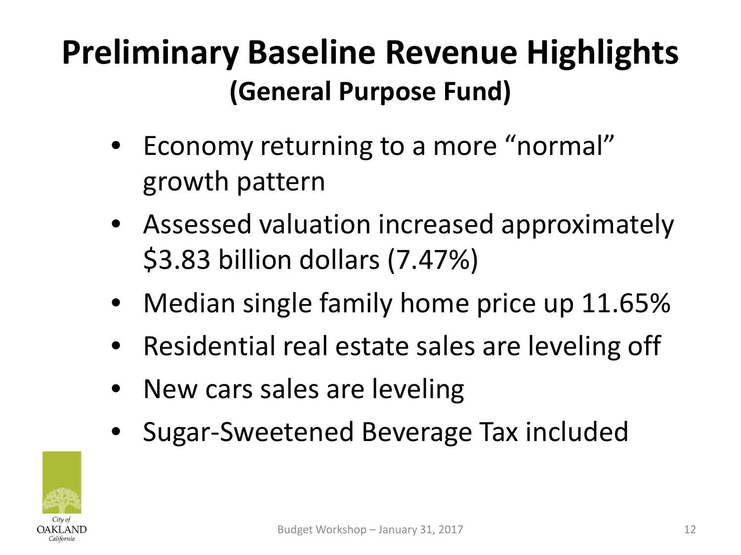# Preliminary Baseline Revenue Highlights

## (General Purpose Fund)

- Economy returning to a more "normal" growth pattern
- Assessed valuation increased approximately $3.83 billion dollars (7.47%)
- Median single family home price up 11.65%
- Residential real estate sales are leveling off
- New cars sales are leveling
- Sugar-Sweetened Beverage Tax included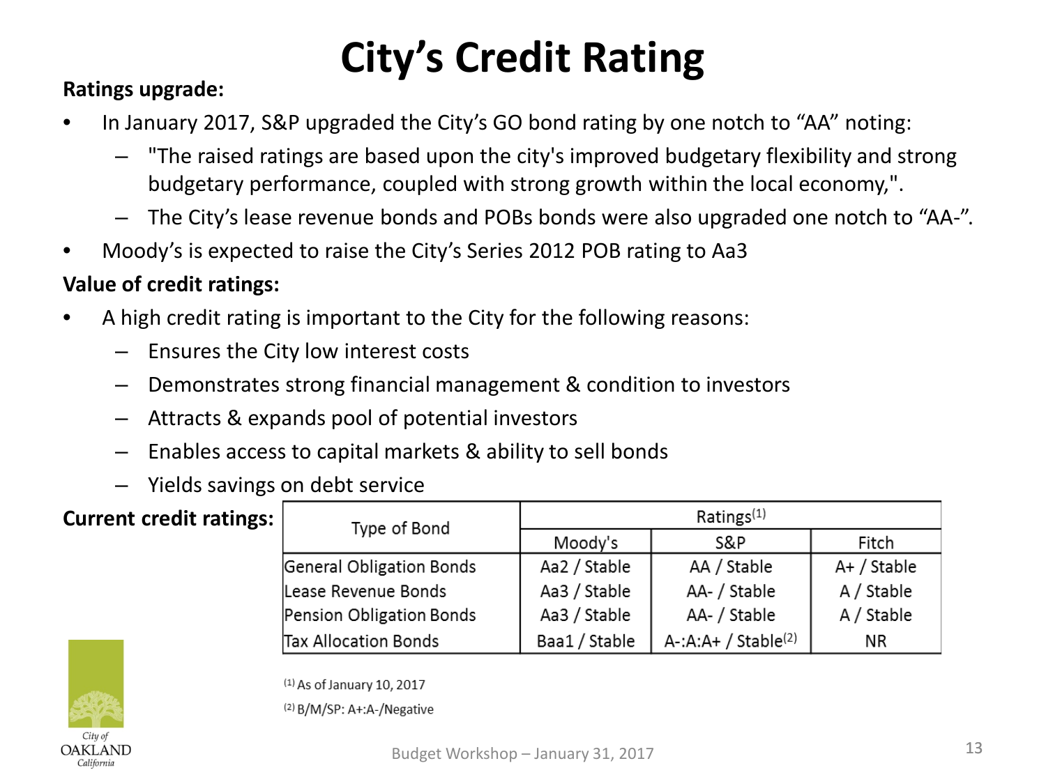# City's Credit Rating

**Ratings upgrade:**

- In January 2017, S&P upgraded the City's GO bond rating by one notch to "AA" noting:
  - "The raised ratings are based upon the city's improved budgetary flexibility and strong budgetary performance, coupled with strong growth within the local economy,".
  - The City's lease revenue bonds and POBs bonds were also upgraded one notch to "AA-".
- Moody's is expected to raise the City's Series 2012 POB rating to Aa3

**Value of credit ratings:**

- A high credit rating is important to the City for the following reasons:
  - Ensures the City low interest costs
  - Demonstrates strong financial management & condition to investors
  - Attracts & expands pool of potential investors
  - Enables access to capital markets & ability to sell bonds
  - Yields savings on debt service

**Current credit ratings:**

| Type of Bond | Ratings[1] | | |
|---|---|---|---|
| | Moody's | S&P | Fitch |
| General Obligation Bonds | Aa2 / Stable | AA / Stable | A+ / Stable |
| Lease Revenue Bonds | Aa3 / Stable | AA- / Stable | A / Stable |
| Pension Obligation Bonds | Aa3 / Stable | AA- / Stable | A / Stable |
| Tax Allocation Bonds | Baa1 / Stable | A-:A:A+ / Stable[2] | NR |

[1] As of January 10, 2017

[2] B/M/SP: A+:A-/Negative

City of OAKLAND California

Budget Workshop – January 31, 2017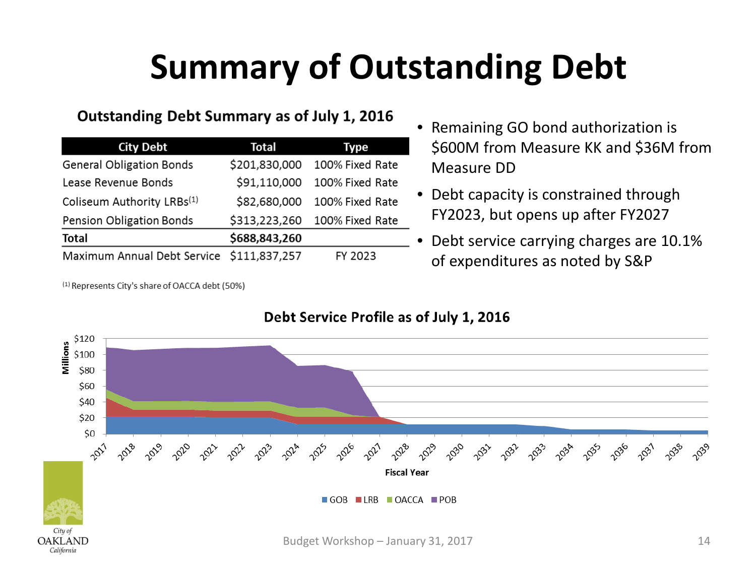# Summary of Outstanding Debt

## Outstanding Debt Summary as of July 1, 2016

| City Debt | Total | Type |
|---|---|---|
| General Obligation Bonds | $201,830,000 | 100% Fixed Rate |
| Lease Revenue Bonds | $91,110,000 | 100% Fixed Rate |
| Coliseum Authority LRBs[(1)] | $82,680,000 | 100% Fixed Rate |
| Pension Obligation Bonds | $313,223,260 | 100% Fixed Rate |
| **Total** | **$688,843,260** | |
| Maximum Annual Debt Service | $111,837,257 | FY 2023 |

[(1)] Represents City's share of OACCA debt (50%)

- Remaining GO bond authorization is $600M from Measure KK and $36M from Measure DD
- Debt capacity is constrained through FY2023, but opens up after FY2027
- Debt service carrying charges are 10.1% of expenditures as noted by S&P

## Debt Service Profile as of July 1, 2016

Millions: $0, $20, $40, $60, $80, $100, $120

Fiscal Year: 2017, 2018, 2019, 2020, 2021, 2022, 2023, 2024, 2025, 2026, 2027, 2028, 2029, 2030, 2031, 2032, 2033, 2034, 2035, 2036, 2037, 2038, 2039

GOB LRB OACCA POB

Budget Workshop – January 31, 2017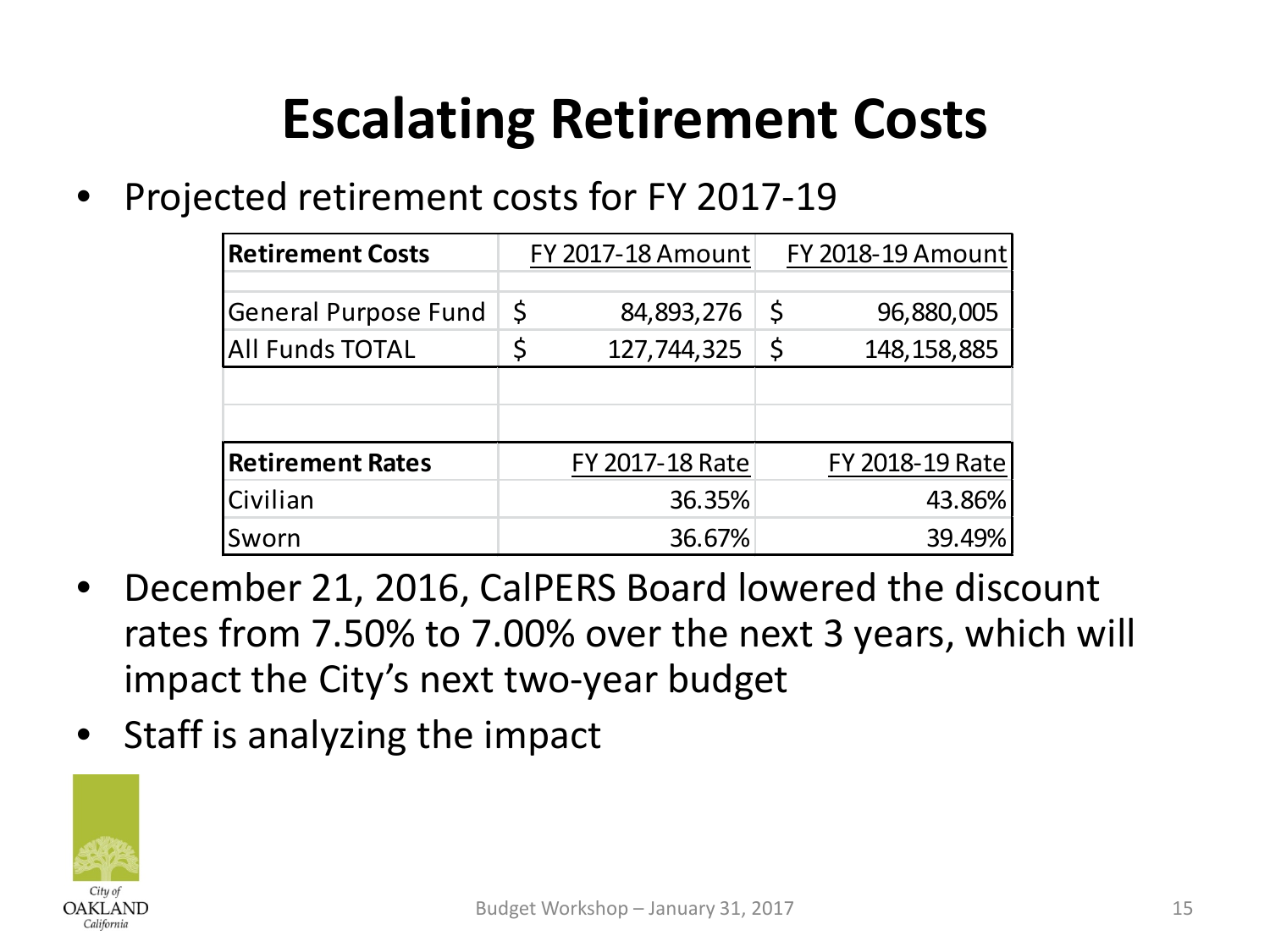# Escalating Retirement Costs

- Projected retirement costs for FY 2017-19

| Retirement Costs | FY 2017-18 Amount | FY 2018-19 Amount |
|---|---|---|
| General Purpose Fund | $ 84,893,276 | $ 96,880,005 |
| All Funds TOTAL | $ 127,744,325 | $ 148,158,885 |

| Retirement Rates | FY 2017-18 Rate | FY 2018-19 Rate |
|---|---|---|
| Civilian | 36.35% | 43.86% |
| Sworn | 36.67% | 39.49% |

- December 21, 2016, CalPERS Board lowered the discount rates from 7.50% to 7.00% over the next 3 years, which will impact the City's next two-year budget
- Staff is analyzing the impact

City of OAKLAND California

Budget Workshop – January 31, 2017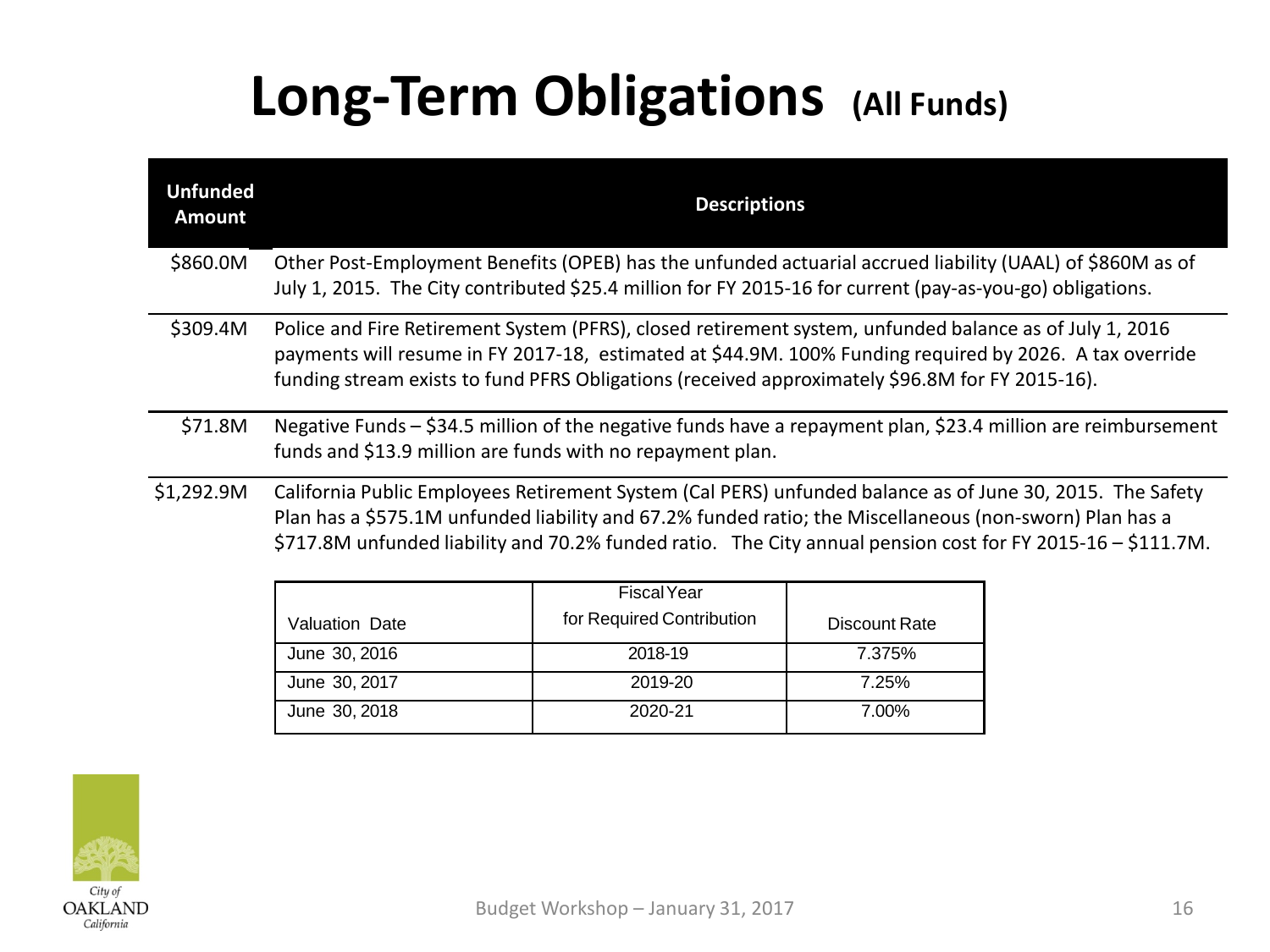# Long-Term Obligations (All Funds)

| Unfunded Amount | Descriptions |
|---|---|
| $860.0M | Other Post-Employment Benefits (OPEB) has the unfunded actuarial accrued liability (UAAL) of $860M as of July 1, 2015. The City contributed $25.4 million for FY 2015-16 for current (pay-as-you-go) obligations. |
| $309.4M | Police and Fire Retirement System (PFRS), closed retirement system, unfunded balance as of July 1, 2016 payments will resume in FY 2017-18, estimated at $44.9M. 100% Funding required by 2026. A tax override funding stream exists to fund PFRS Obligations (received approximately $96.8M for FY 2015-16). |
| $71.8M | Negative Funds – $34.5 million of the negative funds have a repayment plan, $23.4 million are reimbursement funds and $13.9 million are funds with no repayment plan. |
| $1,292.9M | California Public Employees Retirement System (Cal PERS) unfunded balance as of June 30, 2015. The Safety Plan has a $575.1M unfunded liability and 67.2% funded ratio; the Miscellaneous (non-sworn) Plan has a $717.8M unfunded liability and 70.2% funded ratio. The City annual pension cost for FY 2015-16 – $111.7M. |

| Valuation Date | Fiscal Year for Required Contribution | Discount Rate |
|---|---|---|
| June 30, 2016 | 2018-19 | 7.375% |
| June 30, 2017 | 2019-20 | 7.25% |
| June 30, 2018 | 2020-21 | 7.00% |

City of OAKLAND California

Budget Workshop – January 31, 2017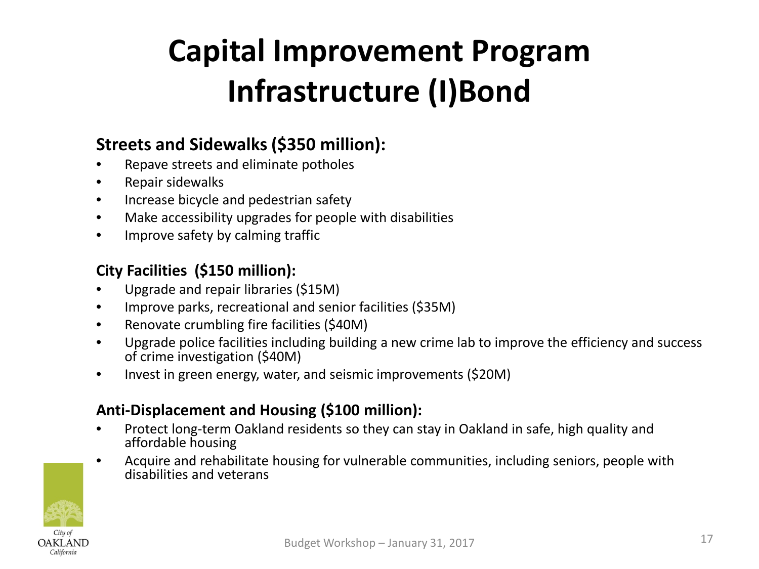# Capital Improvement Program Infrastructure (I)Bond

### Streets and Sidewalks ($350 million):

- Repave streets and eliminate potholes
- Repair sidewalks
- Increase bicycle and pedestrian safety
- Make accessibility upgrades for people with disabilities
- Improve safety by calming traffic

### City Facilities ($150 million):

- Upgrade and repair libraries ($15M)
- Improve parks, recreational and senior facilities ($35M)
- Renovate crumbling fire facilities ($40M)
- Upgrade police facilities including building a new crime lab to improve the efficiency and success of crime investigation ($40M)
- Invest in green energy, water, and seismic improvements ($20M)

### Anti-Displacement and Housing ($100 million):

- Protect long-term Oakland residents so they can stay in Oakland in safe, high quality and affordable housing
- Acquire and rehabilitate housing for vulnerable communities, including seniors, people with disabilities and veterans

City of OAKLAND California

Budget Workshop – January 31, 2017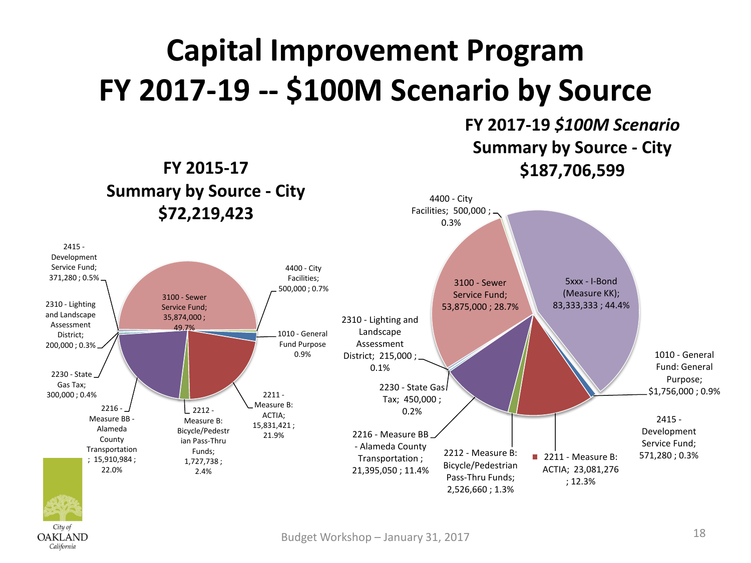# Capital Improvement Program
# FY 2017-19 -- $100M Scenario by Source

## FY 2015-17 Summary by Source - City $72,219,423

| Source | Amount | Percent |
|---|---|---|
| 3100 - Sewer Service Fund | 35,874,000 | 49.7% |
| 4400 - City Facilities | 500,000 | 0.7% |
| 1010 - General Fund Purpose | | 0.9% |
| 2211 - Measure B: ACTIA | 15,831,421 | 21.9% |
| 2212 - Measure B: Bicycle/Pedestrian Pass-Thru Funds | 1,727,738 | 2.4% |
| 2216 - Measure BB - Alameda County Transportation | 15,910,984 | 22.0% |
| 2230 - State Gas Tax | 300,000 | 0.4% |
| 2310 - Lighting and Landscape Assessment District | 200,000 | 0.3% |
| 2415 - Development Service Fund | 371,280 | 0.5% |

## FY 2017-19 *$100M Scenario* Summary by Source - City $187,706,599

| Source | Amount | Percent |
|---|---|---|
| 5xxx - I-Bond (Measure KK) | 83,333,333 | 44.4% |
| 3100 - Sewer Service Fund | 53,875,000 | 28.7% |
| 4400 - City Facilities | 500,000 | 0.3% |
| 1010 - General Fund: General Purpose | $1,756,000 | 0.9% |
| 2415 - Development Service Fund | 571,280 | 0.3% |
| 2211 - Measure B: ACTIA | 23,081,276 | 12.3% |
| 2212 - Measure B: Bicycle/Pedestrian Pass-Thru Funds | 2,526,660 | 1.3% |
| 2216 - Measure BB - Alameda County Transportation | 21,395,050 | 11.4% |
| 2230 - State Gas Tax | 450,000 | 0.2% |
| 2310 - Lighting and Landscape Assessment District | 215,000 | 0.1% |

City of OAKLAND California

Budget Workshop – January 31, 2017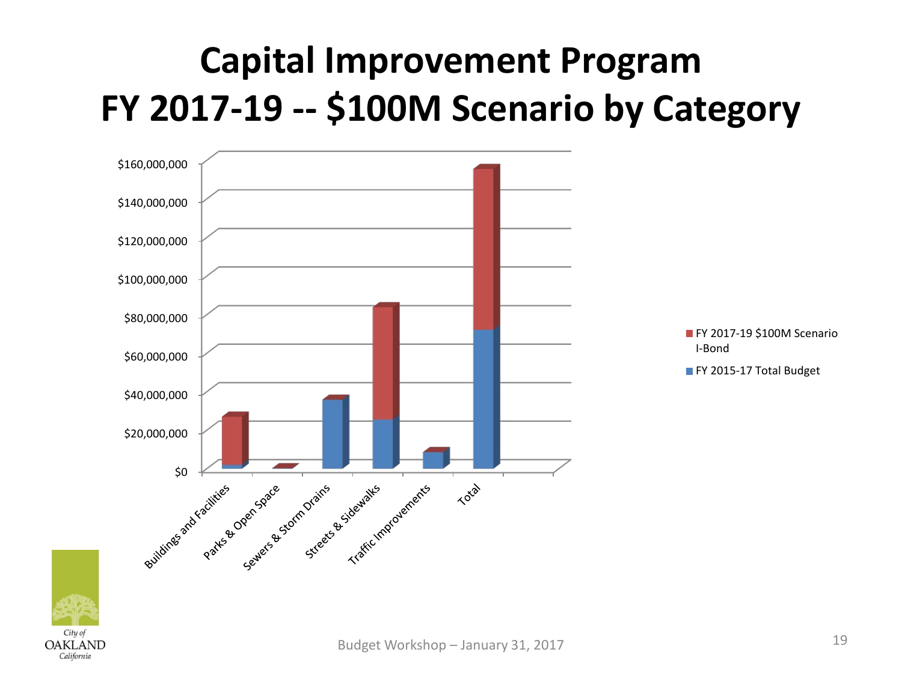# Capital Improvement Program
# FY 2017-19 -- $100M Scenario by Category

$160,000,000
$140,000,000
$120,000,000
$100,000,000
$80,000,000
$60,000,000
$40,000,000
$20,000,000
$0

Buildings and Facilities | Parks & Open Space | Sewers & Storm Drains | Streets & Sidewalks | Traffic Improvements | Total

- FY 2017-19 $100M Scenario I-Bond
- FY 2015-17 Total Budget

Budget Workshop – January 31, 2017

City of OAKLAND California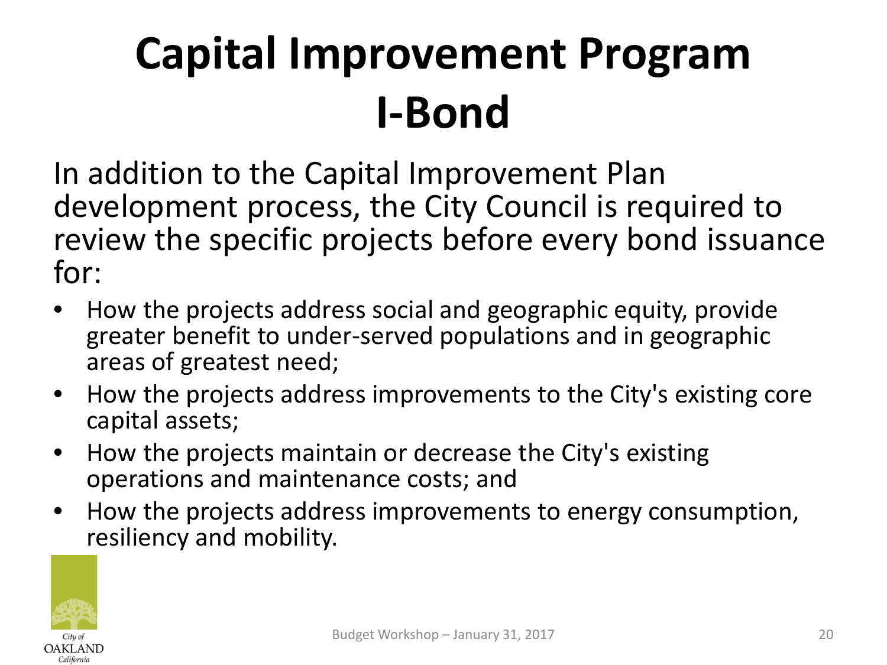# Capital Improvement Program I-Bond

In addition to the Capital Improvement Plan development process, the City Council is required to review the specific projects before every bond issuance for:

- How the projects address social and geographic equity, provide greater benefit to under-served populations and in geographic areas of greatest need;
- How the projects address improvements to the City's existing core capital assets;
- How the projects maintain or decrease the City's existing operations and maintenance costs; and
- How the projects address improvements to energy consumption, resiliency and mobility.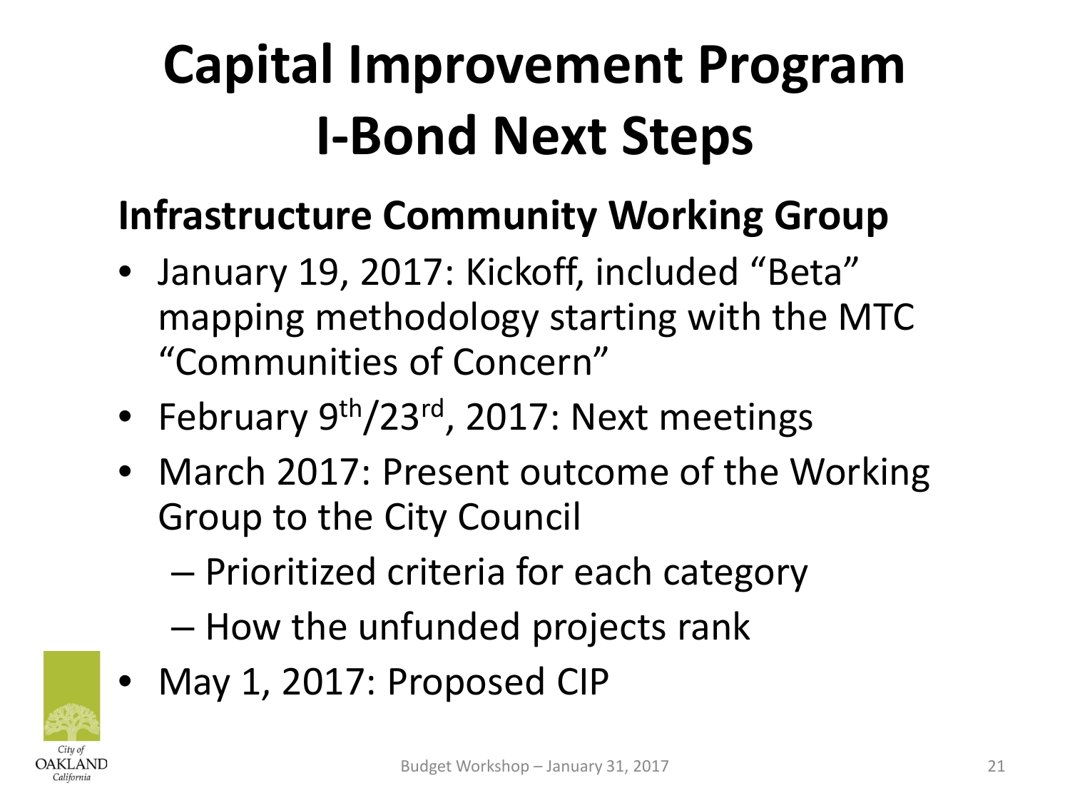# Capital Improvement Program I-Bond Next Steps

## Infrastructure Community Working Group

- January 19, 2017: Kickoff, included "Beta" mapping methodology starting with the MTC "Communities of Concern"
- February 9th/23rd, 2017: Next meetings
- March 2017: Present outcome of the Working Group to the City Council
  - Prioritized criteria for each category
  - How the unfunded projects rank
- May 1, 2017: Proposed CIP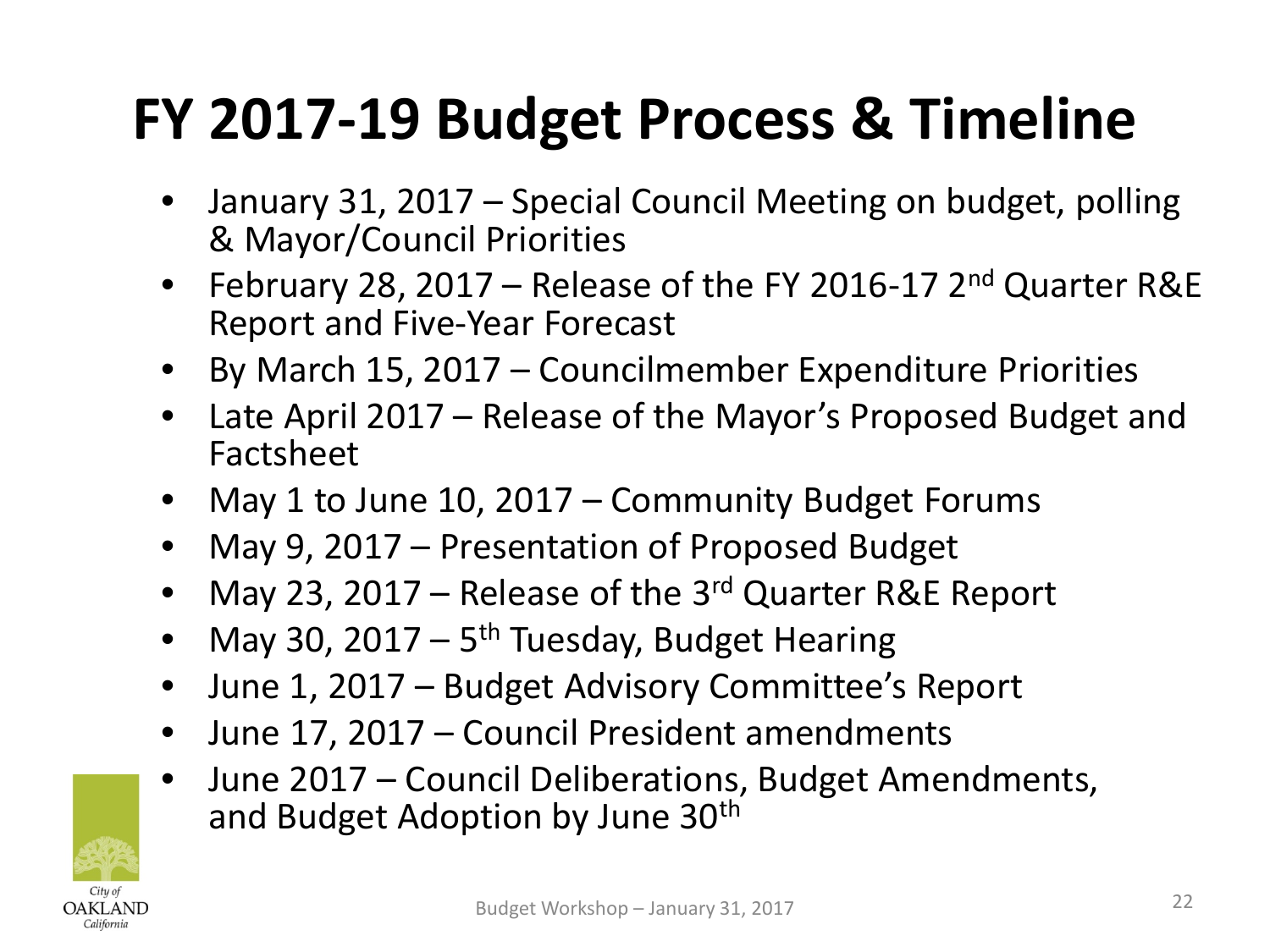# FY 2017-19 Budget Process & Timeline

- January 31, 2017 – Special Council Meeting on budget, polling & Mayor/Council Priorities
- February 28, 2017 – Release of the FY 2016-17 2nd Quarter R&E Report and Five-Year Forecast
- By March 15, 2017 – Councilmember Expenditure Priorities
- Late April 2017 – Release of the Mayor's Proposed Budget and Factsheet
- May 1 to June 10, 2017 – Community Budget Forums
- May 9, 2017 – Presentation of Proposed Budget
- May 23, 2017 – Release of the 3rd Quarter R&E Report
- May 30, 2017 – 5th Tuesday, Budget Hearing
- June 1, 2017 – Budget Advisory Committee's Report
- June 17, 2017 – Council President amendments
- June 2017 – Council Deliberations, Budget Amendments, and Budget Adoption by June 30th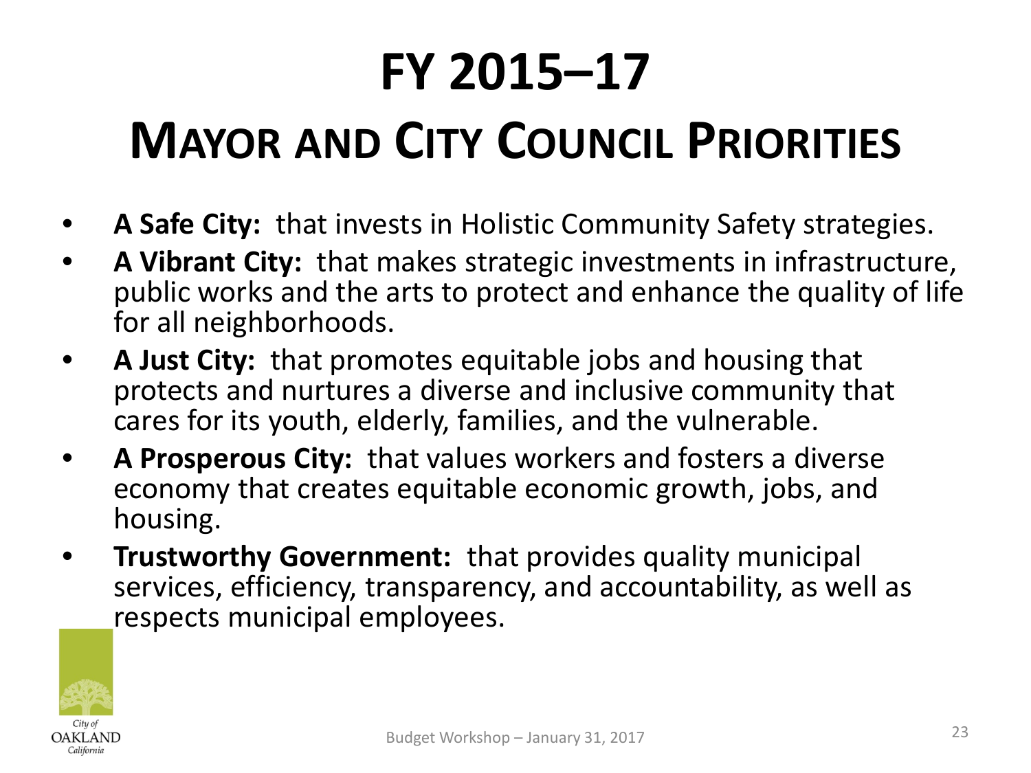# FY 2015–17

# Mayor and City Council Priorities

- **A Safe City:** that invests in Holistic Community Safety strategies.
- **A Vibrant City:** that makes strategic investments in infrastructure, public works and the arts to protect and enhance the quality of life for all neighborhoods.
- **A Just City:** that promotes equitable jobs and housing that protects and nurtures a diverse and inclusive community that cares for its youth, elderly, families, and the vulnerable.
- **A Prosperous City:** that values workers and fosters a diverse economy that creates equitable economic growth, jobs, and housing.
- **Trustworthy Government:** that provides quality municipal services, efficiency, transparency, and accountability, as well as respects municipal employees.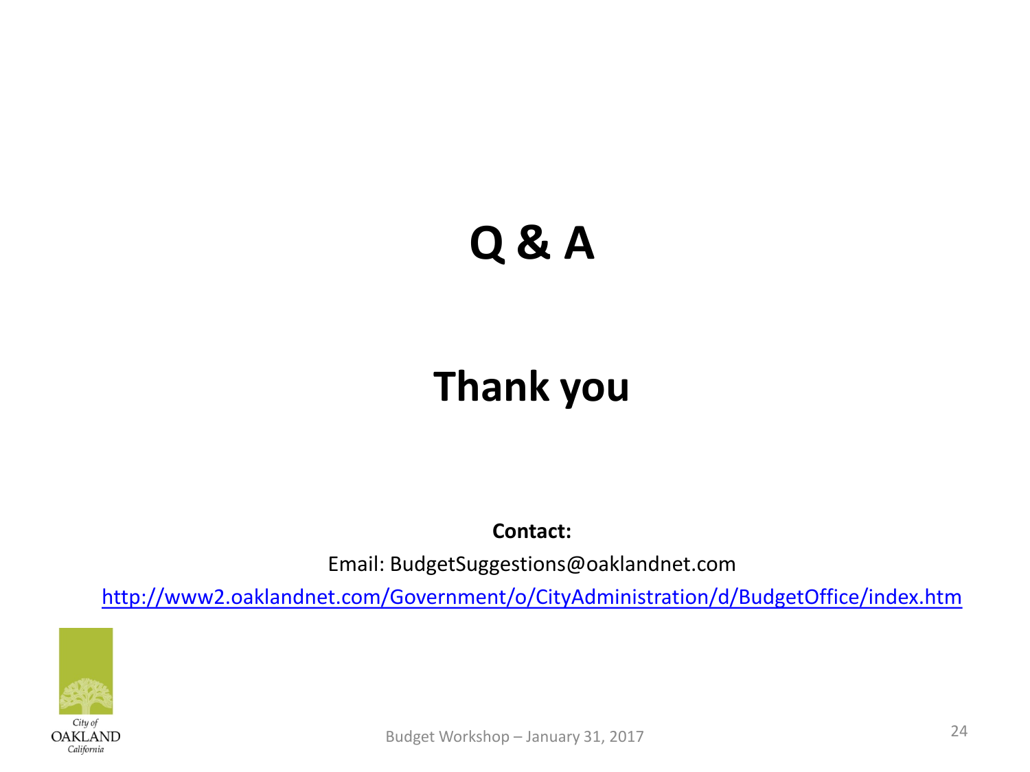# Q & A

## Thank you

**Contact:**

Email: BudgetSuggestions@oaklandnet.com

http://www2.oaklandnet.com/Government/o/CityAdministration/d/BudgetOffice/index.htm

City of OAKLAND California